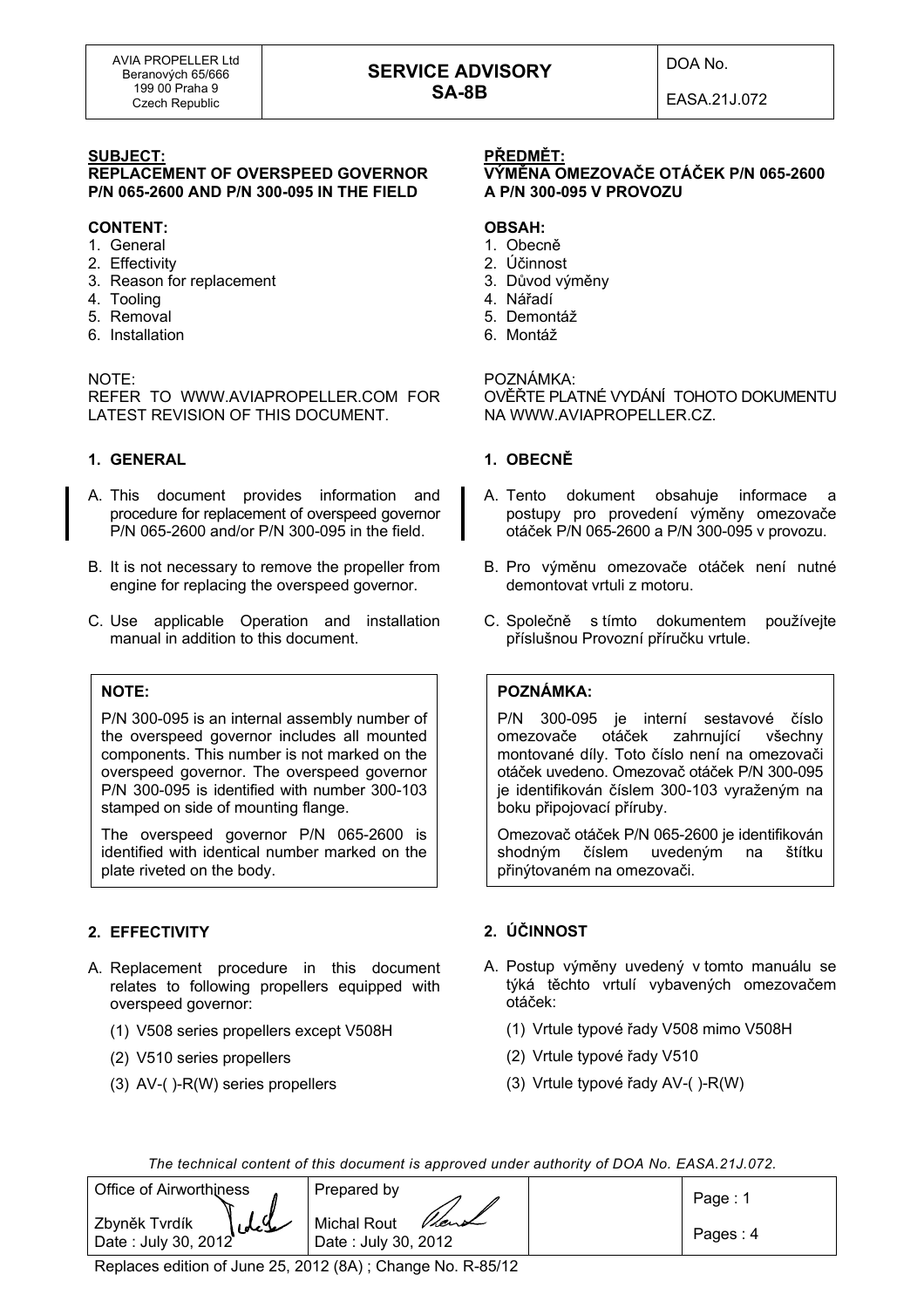| AVIA PROPELLER Ltd<br>Beranových 65/666<br>199 00 Praha 9<br>Czech Republic | **SERVICE ADVISORY**<br>**SA-8B** | DOA No.<br>EASA.21J.072 |
|---|---|---|

**SUBJECT:**
**REPLACEMENT OF OVERSPEED GOVERNOR P/N 065-2600 AND P/N 300-095 IN THE FIELD**

**CONTENT:**
1. General
2. Effectivity
3. Reason for replacement
4. Tooling
5. Removal
6. Installation

NOTE:
REFER TO WWW.AVIAPROPELLER.COM FOR LATEST REVISION OF THIS DOCUMENT.

## 1. GENERAL

A. This document provides information and procedure for replacement of overspeed governor P/N 065-2600 and/or P/N 300-095 in the field.

B. It is not necessary to remove the propeller from engine for replacing the overspeed governor.

C. Use applicable Operation and installation manual in addition to this document.

> **NOTE:**
>
> P/N 300-095 is an internal assembly number of the overspeed governor includes all mounted components. This number is not marked on the overspeed governor. The overspeed governor P/N 300-095 is identified with number 300-103 stamped on side of mounting flange.
>
> The overspeed governor P/N 065-2600 is identified with identical number marked on the plate riveted on the body.

## 2. EFFECTIVITY

A. Replacement procedure in this document relates to following propellers equipped with overspeed governor:

(1) V508 series propellers except V508H

(2) V510 series propellers

(3) AV-( )-R(W) series propellers

**PŘEDMĚT:**
**VÝMĚNA OMEZOVAČE OTÁČEK P/N 065-2600 A P/N 300-095 V PROVOZU**

**OBSAH:**
1. Obecně
2. Účinnost
3. Důvod výměny
4. Nářadí
5. Demontáž
6. Montáž

POZNÁMKA:
OVĚŘTE PLATNÉ VYDÁNÍ TOHOTO DOKUMENTU NA WWW.AVIAPROPELLER.CZ.

## 1. OBECNĚ

A. Tento dokument obsahuje informace a postupy pro provedení výměny omezovače otáček P/N 065-2600 a P/N 300-095 v provozu.

B. Pro výměnu omezovače otáček není nutné demontovat vrtuli z motoru.

C. Společně s tímto dokumentem používejte příslušnou Provozní příručku vrtule.

> **POZNÁMKA:**
>
> P/N 300-095 je interní sestavové číslo omezovače otáček zahrnující všechny montované díly. Toto číslo není na omezovači otáček uvedeno. Omezovač otáček P/N 300-095 je identifikován číslem 300-103 vyraženým na boku připojovací příruby.
>
> Omezovač otáček P/N 065-2600 je identifikován shodným číslem uvedeným na štítku přinýtovaném na omezovači.

## 2. ÚČINNOST

A. Postup výměny uvedený v tomto manuálu se týká těchto vrtulí vybavených omezovačem otáček:

(1) Vrtule typové řady V508 mimo V508H

(2) Vrtule typové řady V510

(3) Vrtule typové řady AV-( )-R(W)

*The technical content of this document is approved under authority of DOA No. EASA.21J.072.*

| Office of Airworthiness<br>Zbyněk Tvrdík<br>Date : July 30, 2012 | Prepared by<br>Michal Rout<br>Date : July 30, 2012 | | Page : 1<br>Pages : 4 |
|---|---|---|---|

Replaces edition of June 25, 2012 (8A) ; Change No. R-85/12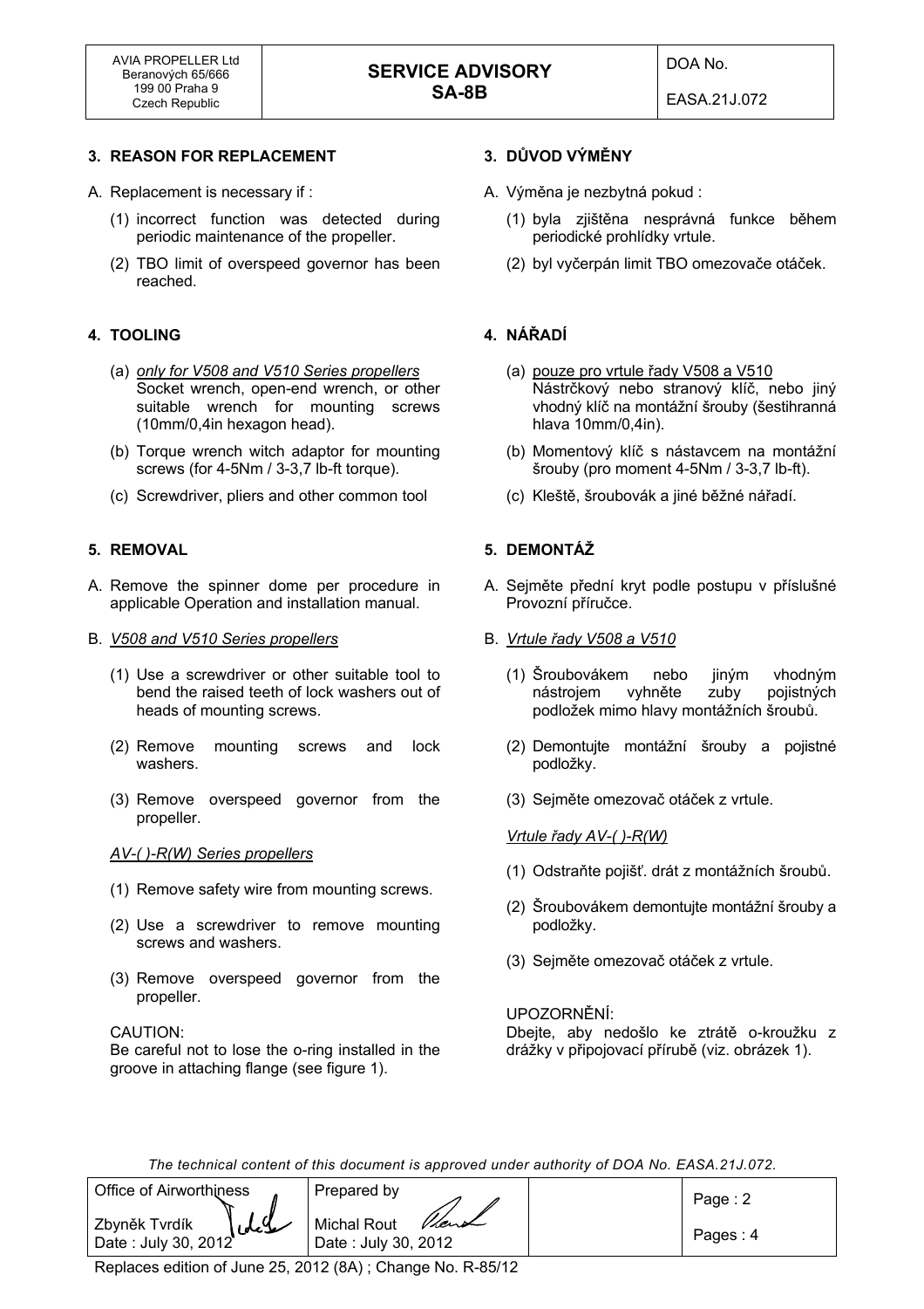## 3. REASON FOR REPLACEMENT

A. Replacement is necessary if :

(1) incorrect function was detected during periodic maintenance of the propeller.

(2) TBO limit of overspeed governor has been reached.

## 4. TOOLING

(a) *only for V508 and V510 Series propellers* Socket wrench, open-end wrench, or other suitable wrench for mounting screws (10mm/0,4in hexagon head).

(b) Torque wrench witch adaptor for mounting screws (for 4-5Nm / 3-3,7 lb-ft torque).

(c) Screwdriver, pliers and other common tool

## 5. REMOVAL

A. Remove the spinner dome per procedure in applicable Operation and installation manual.

B. *V508 and V510 Series propellers*

(1) Use a screwdriver or other suitable tool to bend the raised teeth of lock washers out of heads of mounting screws.

(2) Remove mounting screws and lock washers.

(3) Remove overspeed governor from the propeller.

*AV-( )-R(W) Series propellers*

(1) Remove safety wire from mounting screws.

(2) Use a screwdriver to remove mounting screws and washers.

(3) Remove overspeed governor from the propeller.

CAUTION:
Be careful not to lose the o-ring installed in the groove in attaching flange (see figure 1).

## 3. DŮVOD VÝMĚNY

A. Výměna je nezbytná pokud :

(1) byla zjištěna nesprávná funkce během periodické prohlídky vrtule.

(2) byl vyčerpán limit TBO omezovače otáček.

## 4. NÁŘADÍ

(a) pouze pro vrtule řady V508 a V510 Nástrčkový nebo stranový klíč, nebo jiný vhodný klíč na montážní šrouby (šestihranná hlava 10mm/0,4in).

(b) Momentový klíč s nástavcem na montážní šrouby (pro moment 4-5Nm / 3-3,7 lb-ft).

(c) Kleště, šroubovák a jiné běžné nářadí.

## 5. DEMONTÁŽ

A. Sejměte přední kryt podle postupu v příslušné Provozní příručce.

B. *Vrtule řady V508 a V510*

(1) Šroubovákem nebo jiným vhodným nástrojem vyhněte zuby pojistných podložek mimo hlavy montážních šroubů.

(2) Demontujte montážní šrouby a pojistné podložky.

(3) Sejměte omezovač otáček z vrtule.

*Vrtule řady AV-( )-R(W)*

(1) Odstraňte pojišť. drát z montážních šroubů.

(2) Šroubovákem demontujte montážní šrouby a podložky.

(3) Sejměte omezovač otáček z vrtule.

UPOZORNĚNÍ:
Dbejte, aby nedošlo ke ztrátě o-kroužku z drážky v připojovací přírubě (viz. obrázek 1).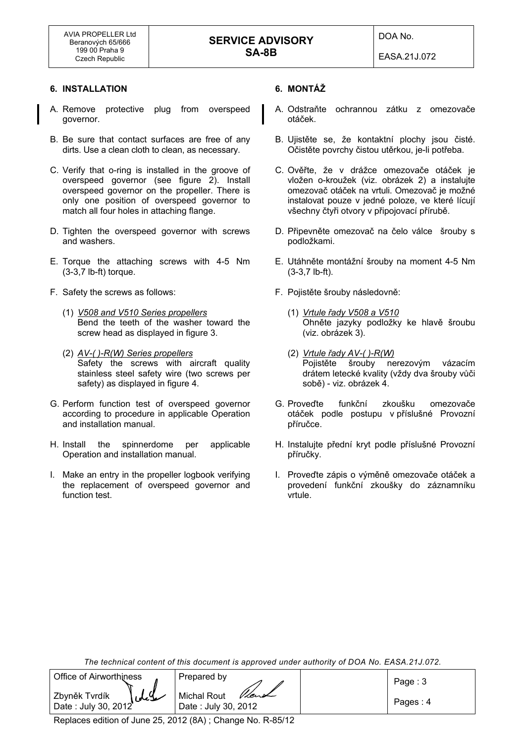## 6. INSTALLATION

A. Remove protective plug from overspeed governor.

B. Be sure that contact surfaces are free of any dirts. Use a clean cloth to clean, as necessary.

C. Verify that o-ring is installed in the groove of overspeed governor (see figure 2). Install overspeed governor on the propeller. There is only one position of overspeed governor to match all four holes in attaching flange.

D. Tighten the overspeed governor with screws and washers.

E. Torque the attaching screws with 4-5 Nm (3-3,7 lb-ft) torque.

F. Safety the screws as follows:

(1) *V508 and V510 Series propellers*
Bend the teeth of the washer toward the screw head as displayed in figure 3.

(2) *AV-( )-R(W) Series propellers*
Safety the screws with aircraft quality stainless steel safety wire (two screws per safety) as displayed in figure 4.

G. Perform function test of overspeed governor according to procedure in applicable Operation and installation manual.

H. Install the spinnerdome per applicable Operation and installation manual.

I. Make an entry in the propeller logbook verifying the replacement of overspeed governor and function test.

## 6. MONTÁŽ

A. Odstraňte ochrannou zátku z omezovače otáček.

B. Ujistěte se, že kontaktní plochy jsou čisté. Očistěte povrchy čistou utěrkou, je-li potřeba.

C. Ověřte, že v drážce omezovače otáček je vložen o-kroužek (viz. obrázek 2) a instalujte omezovač otáček na vrtuli. Omezovač je možné instalovat pouze v jedné poloze, ve které lícují všechny čtyři otvory v připojovací přírubě.

D. Připevněte omezovač na čelo válce šrouby s podložkami.

E. Utáhněte montážní šrouby na moment 4-5 Nm (3-3,7 lb-ft).

F. Pojistěte šrouby následovně:

(1) *Vrtule řady V508 a V510*
Ohněte jazyky podložky ke hlavě šroubu (viz. obrázek 3).

(2) *Vrtule řady AV-( )-R(W)*
Pojistěte šrouby nerezovým vázacím drátem letecké kvality (vždy dva šrouby vůči sobě) - viz. obrázek 4.

G. Proveďte funkční zkoušku omezovače otáček podle postupu v příslušné Provozní příručce.

H. Instalujte přední kryt podle příslušné Provozní příručky.

I. Proveďte zápis o výměně omezovače otáček a provedení funkční zkoušky do záznamníku vrtule.

*The technical content of this document is approved under authority of DOA No. EASA.21J.072.*

| Office of Airworthiness | Prepared by | | |
|---|---|---|---|
| Zbyněk Tvrdík<br>Date : July 30, 2012 | Michal Rout<br>Date : July 30, 2012 | | Page : 3<br>Pages : 4 |

Replaces edition of June 25, 2012 (8A) ; Change No. R-85/12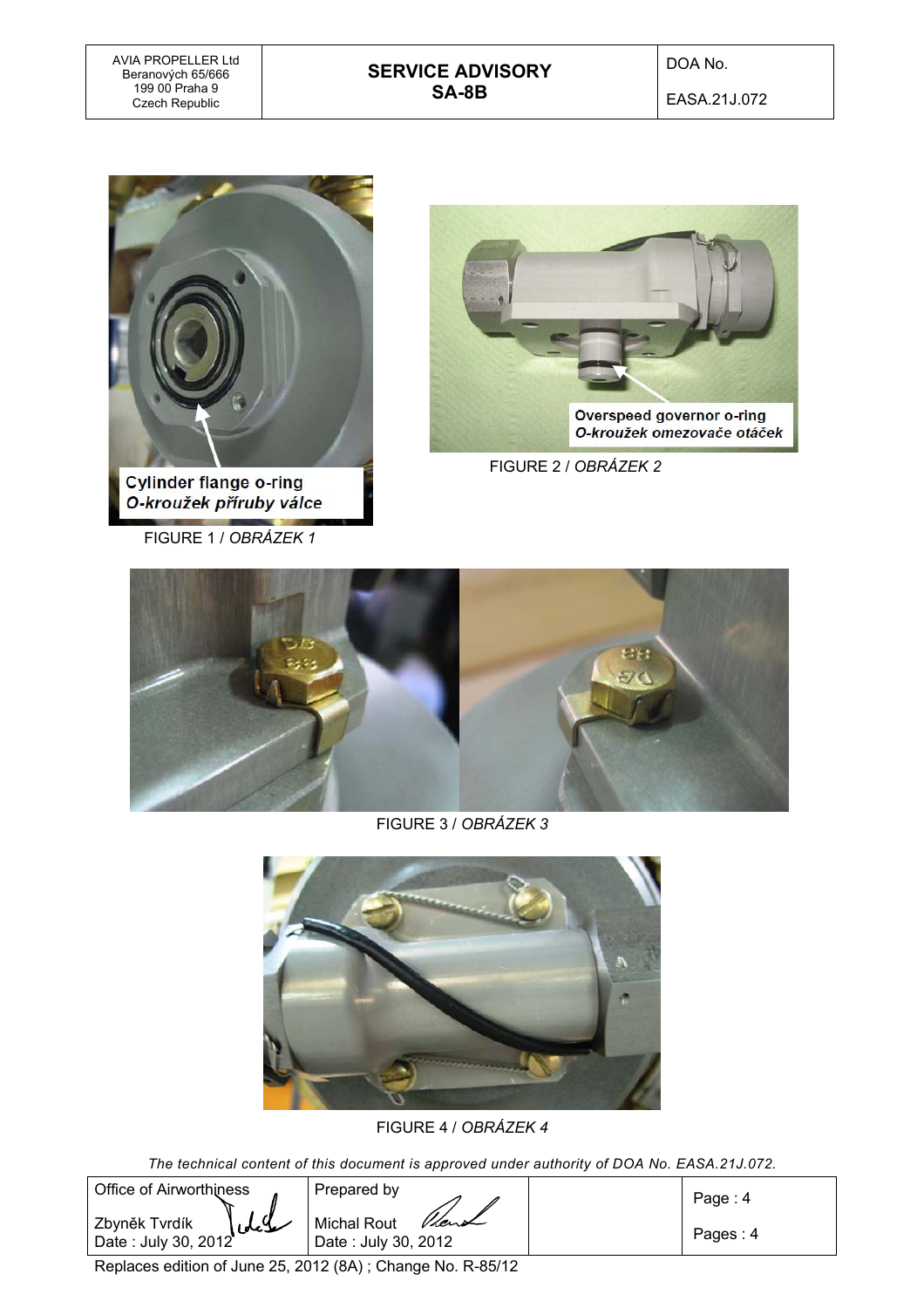Cylinder flange o-ring
*O-kroužek příruby válce*

FIGURE 1 / *OBRÁZEK 1*

Overspeed governor o-ring
*O-kroužek omezovače otáček*

FIGURE 2 / *OBRÁZEK 2*

FIGURE 3 / *OBRÁZEK 3*

FIGURE 4 / *OBRÁZEK 4*

*The technical content of this document is approved under authority of DOA No. EASA.21J.072.*

| | | |
|---|---|---|
| Office of Airworthiness<br>Zbyněk Tvrdík<br>Date : July 30, 2012 | Prepared by<br>Michal Rout<br>Date : July 30, 2012 | |

Replaces edition of June 25, 2012 (8A) ; Change No. R-85/12